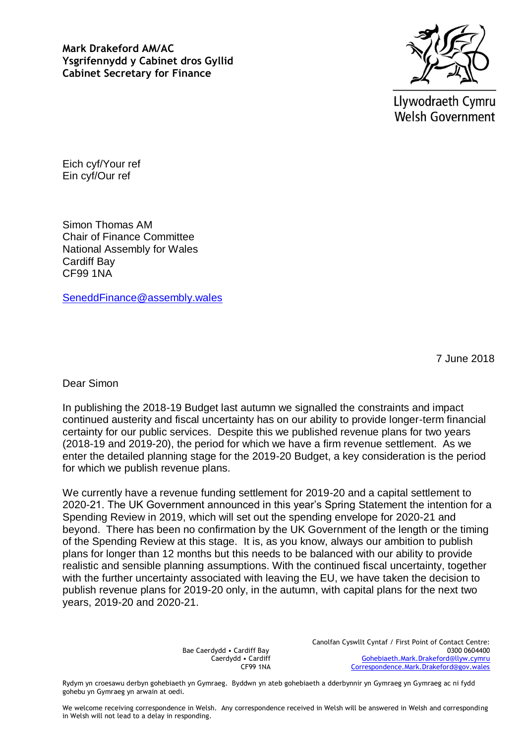**Mark Drakeford AM/AC**
**Ysgrifennydd y Cabinet dros Gyllid**
**Cabinet Secretary for Finance**

Llywodraeth Cymru
Welsh Government

Eich cyf/Your ref
Ein cyf/Our ref

Simon Thomas AM
Chair of Finance Committee
National Assembly for Wales
Cardiff Bay
CF99 1NA

SeneddFinance@assembly.wales

7 June 2018

Dear Simon

In publishing the 2018-19 Budget last autumn we signalled the constraints and impact continued austerity and fiscal uncertainty has on our ability to provide longer-term financial certainty for our public services. Despite this we published revenue plans for two years (2018-19 and 2019-20), the period for which we have a firm revenue settlement. As we enter the detailed planning stage for the 2019-20 Budget, a key consideration is the period for which we publish revenue plans.

We currently have a revenue funding settlement for 2019-20 and a capital settlement to 2020-21. The UK Government announced in this year's Spring Statement the intention for a Spending Review in 2019, which will set out the spending envelope for 2020-21 and beyond. There has been no confirmation by the UK Government of the length or the timing of the Spending Review at this stage. It is, as you know, always our ambition to publish plans for longer than 12 months but this needs to be balanced with our ability to provide realistic and sensible planning assumptions. With the continued fiscal uncertainty, together with the further uncertainty associated with leaving the EU, we have taken the decision to publish revenue plans for 2019-20 only, in the autumn, with capital plans for the next two years, 2019-20 and 2020-21.

Bae Caerdydd • Cardiff Bay
Caerdydd • Cardiff
CF99 1NA

Canolfan Cyswllt Cyntaf / First Point of Contact Centre:
0300 0604400
Gohebiaeth.Mark.Drakeford@llyw.cymru
Correspondence.Mark.Drakeford@gov.wales

Rydym yn croesawu derbyn gohebiaeth yn Gymraeg. Byddwn yn ateb gohebiaeth a dderbynnir yn Gymraeg yn Gymraeg ac ni fydd gohebu yn Gymraeg yn arwain at oedi.

We welcome receiving correspondence in Welsh. Any correspondence received in Welsh will be answered in Welsh and corresponding in Welsh will not lead to a delay in responding.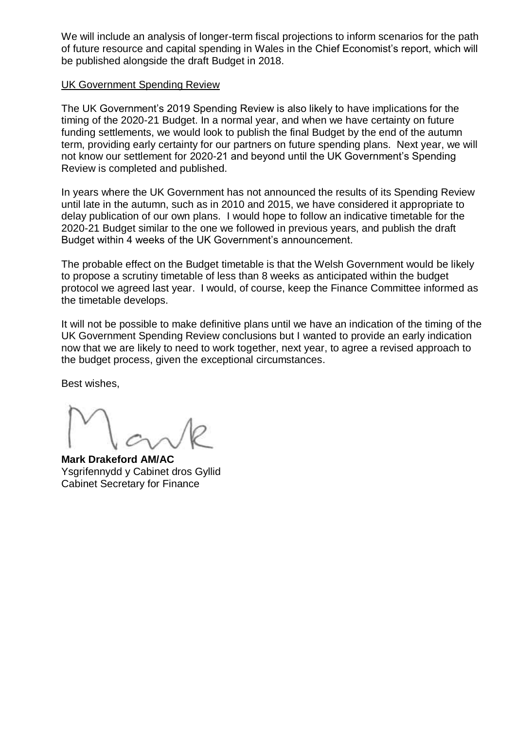We will include an analysis of longer-term fiscal projections to inform scenarios for the path of future resource and capital spending in Wales in the Chief Economist's report, which will be published alongside the draft Budget in 2018.

UK Government Spending Review

The UK Government's 2019 Spending Review is also likely to have implications for the timing of the 2020-21 Budget. In a normal year, and when we have certainty on future funding settlements, we would look to publish the final Budget by the end of the autumn term, providing early certainty for our partners on future spending plans. Next year, we will not know our settlement for 2020-21 and beyond until the UK Government's Spending Review is completed and published.

In years where the UK Government has not announced the results of its Spending Review until late in the autumn, such as in 2010 and 2015, we have considered it appropriate to delay publication of our own plans. I would hope to follow an indicative timetable for the 2020-21 Budget similar to the one we followed in previous years, and publish the draft Budget within 4 weeks of the UK Government's announcement.

The probable effect on the Budget timetable is that the Welsh Government would be likely to propose a scrutiny timetable of less than 8 weeks as anticipated within the budget protocol we agreed last year. I would, of course, keep the Finance Committee informed as the timetable develops.

It will not be possible to make definitive plans until we have an indication of the timing of the UK Government Spending Review conclusions but I wanted to provide an early indication now that we are likely to need to work together, next year, to agree a revised approach to the budget process, given the exceptional circumstances.

Best wishes,

Mark

**Mark Drakeford AM/AC**
Ysgrifennydd y Cabinet dros Gyllid
Cabinet Secretary for Finance